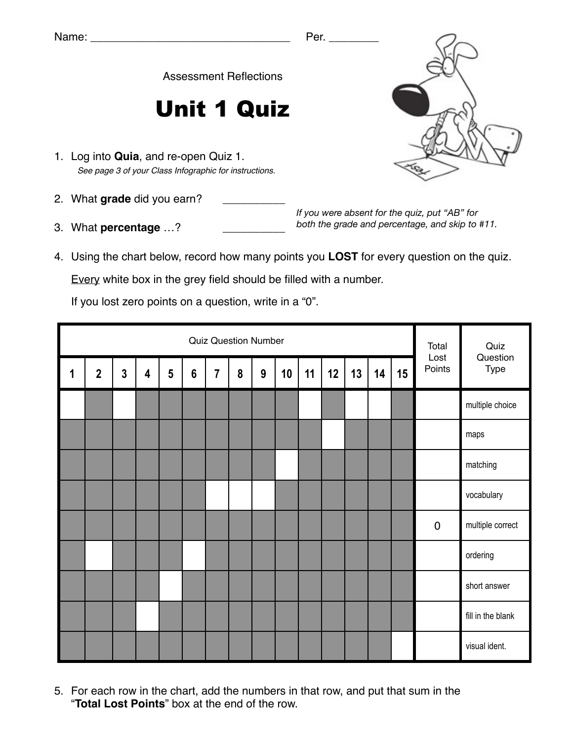Name: _________________________________ Per. ________

Assessment Reflections

# Unit 1 Quiz

1. Log into **Quia**, and re-open Quiz 1.
   *See page 3 of your Class Infographic for instructions.*

2. What **grade** did you earn? __________

3. What **percentage** …? __________

*If you were absent for the quiz, put "AB" for both the grade and percentage, and skip to #11.*

4. Using the chart below, record how many points you **LOST** for every question on the quiz.

   Every white box in the grey field should be filled with a number.

   If you lost zero points on a question, write in a "0".

| Quiz Question Number | | | | | | | | | | | | | | | Total Lost Points | Quiz Question Type |
|---|---|---|---|---|---|---|---|---|---|---|---|---|---|---|---|---|
| 1 | 2 | 3 | 4 | 5 | 6 | 7 | 8 | 9 | 10 | 11 | 12 | 13 | 14 | 15 | | |
| | | | | | | | | | | | | | | | | multiple choice |
| | | | | | | | | | | | | | | | | maps |
| | | | | | | | | | | | | | | | | matching |
| | | | | | | | | | | | | | | | | vocabulary |
| | | | | | | | | | | | | | | | 0 | multiple correct |
| | | | | | | | | | | | | | | | | ordering |
| | | | | | | | | | | | | | | | | short answer |
| | | | | | | | | | | | | | | | | fill in the blank |
| | | | | | | | | | | | | | | | | visual ident. |

5. For each row in the chart, add the numbers in that row, and put that sum in the "**Total Lost Points**" box at the end of the row.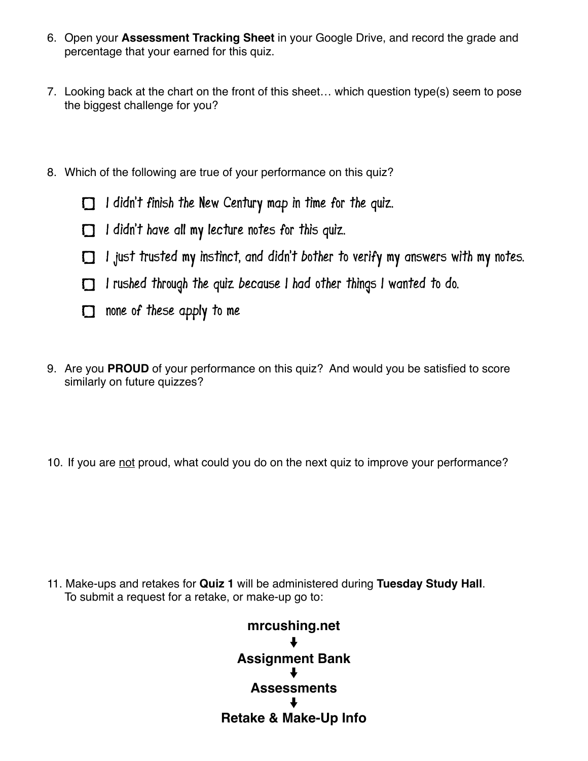6. Open your **Assessment Tracking Sheet** in your Google Drive, and record the grade and percentage that your earned for this quiz.

7. Looking back at the chart on the front of this sheet… which question type(s) seem to pose the biggest challenge for you?

8. Which of the following are true of your performance on this quiz?

   - ☐ I didn't finish the New Century map in time for the quiz.
   - ☐ I didn't have all my lecture notes for this quiz.
   - ☐ I just trusted my instinct, and didn't bother to verify my answers with my notes.
   - ☐ I rushed through the quiz because I had other things I wanted to do.
   - ☐ none of these apply to me

9. Are you **PROUD** of your performance on this quiz? And would you be satisfied to score similarly on future quizzes?

10. If you are <u>not</u> proud, what could you do on the next quiz to improve your performance?

11. Make-ups and retakes for **Quiz 1** will be administered during **Tuesday Study Hall**. To submit a request for a retake, or make-up go to:

**mrcushing.net**
⬇
**Assignment Bank**
⬇
**Assessments**
⬇
**Retake & Make-Up Info**